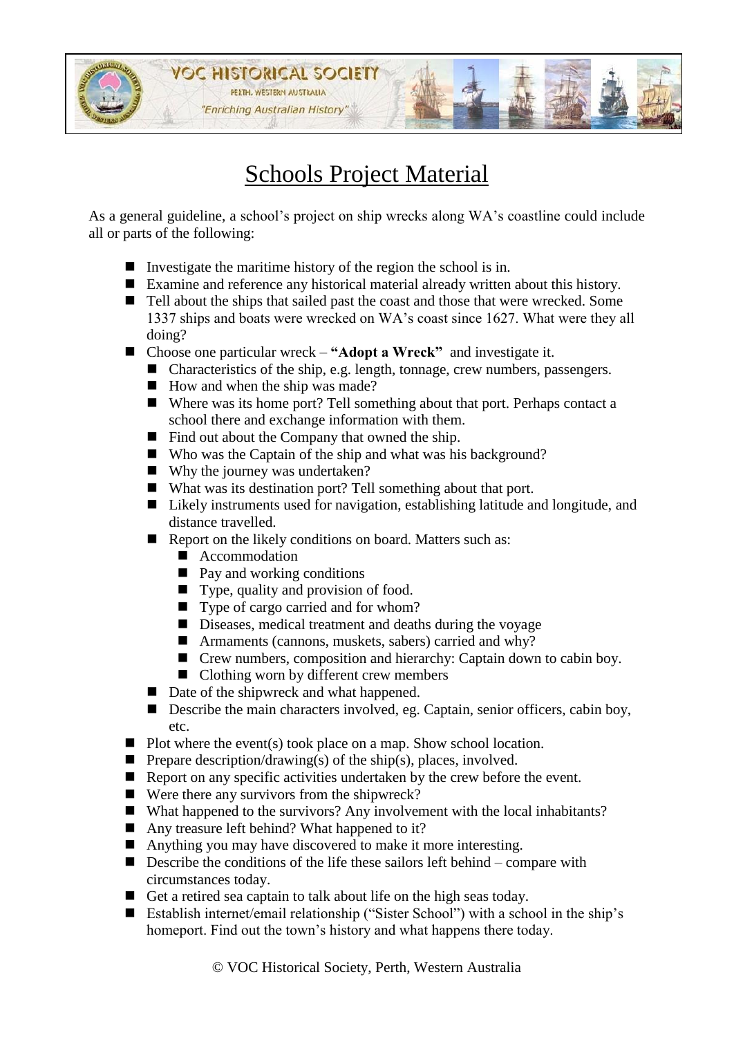VOC HISTORICAL SOCIETY

PERTH, WESTERN AUSTRALIA

*"Enriching Australian History"*

# Schools Project Material

As a general guideline, a school's project on ship wrecks along WA's coastline could include all or parts of the following:

- Investigate the maritime history of the region the school is in.
- Examine and reference any historical material already written about this history.
- Tell about the ships that sailed past the coast and those that were wrecked. Some 1337 ships and boats were wrecked on WA's coast since 1627. What were they all doing?
- Choose one particular wreck – **"Adopt a Wreck"** and investigate it.
  - Characteristics of the ship, e.g. length, tonnage, crew numbers, passengers.
  - How and when the ship was made?
  - Where was its home port? Tell something about that port. Perhaps contact a school there and exchange information with them.
  - Find out about the Company that owned the ship.
  - Who was the Captain of the ship and what was his background?
  - Why the journey was undertaken?
  - What was its destination port? Tell something about that port.
  - Likely instruments used for navigation, establishing latitude and longitude, and distance travelled.
  - Report on the likely conditions on board. Matters such as:
    - Accommodation
    - Pay and working conditions
    - Type, quality and provision of food.
    - Type of cargo carried and for whom?
    - Diseases, medical treatment and deaths during the voyage
    - Armaments (cannons, muskets, sabers) carried and why?
    - Crew numbers, composition and hierarchy: Captain down to cabin boy.
    - Clothing worn by different crew members
  - Date of the shipwreck and what happened.
  - Describe the main characters involved, eg. Captain, senior officers, cabin boy, etc.
- Plot where the event(s) took place on a map. Show school location.
- Prepare description/drawing(s) of the ship(s), places, involved.
- Report on any specific activities undertaken by the crew before the event.
- Were there any survivors from the shipwreck?
- What happened to the survivors? Any involvement with the local inhabitants?
- Any treasure left behind? What happened to it?
- Anything you may have discovered to make it more interesting.
- Describe the conditions of the life these sailors left behind – compare with circumstances today.
- Get a retired sea captain to talk about life on the high seas today.
- Establish internet/email relationship ("Sister School") with a school in the ship's homeport. Find out the town's history and what happens there today.

© VOC Historical Society, Perth, Western Australia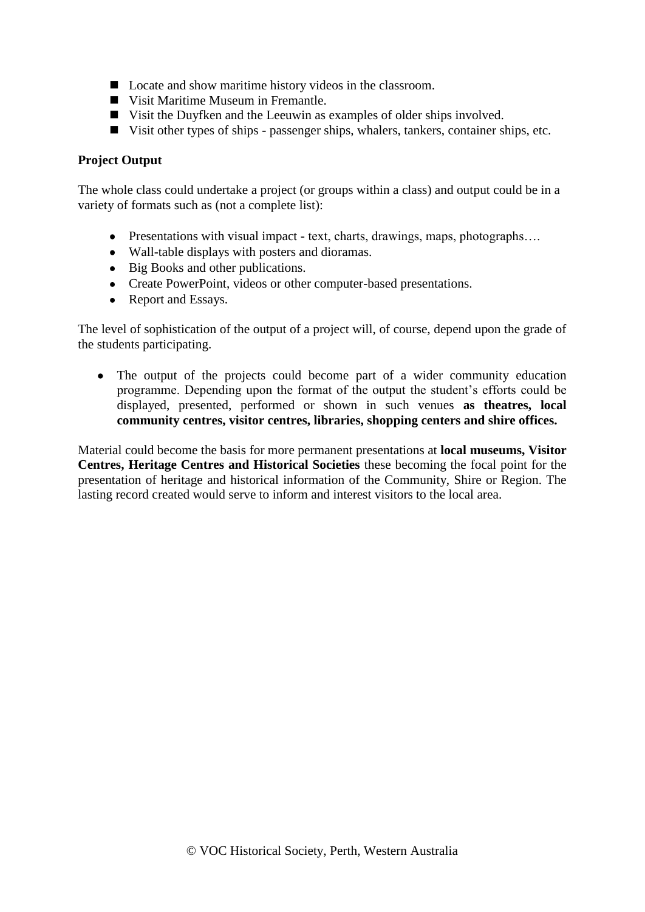- Locate and show maritime history videos in the classroom.
- Visit Maritime Museum in Fremantle.
- Visit the Duyfken and the Leeuwin as examples of older ships involved.
- Visit other types of ships - passenger ships, whalers, tankers, container ships, etc.

**Project Output**

The whole class could undertake a project (or groups within a class) and output could be in a variety of formats such as (not a complete list):

- Presentations with visual impact - text, charts, drawings, maps, photographs….
- Wall-table displays with posters and dioramas.
- Big Books and other publications.
- Create PowerPoint, videos or other computer-based presentations.
- Report and Essays.

The level of sophistication of the output of a project will, of course, depend upon the grade of the students participating.

- The output of the projects could become part of a wider community education programme. Depending upon the format of the output the student's efforts could be displayed, presented, performed or shown in such venues **as theatres, local community centres, visitor centres, libraries, shopping centers and shire offices.**

Material could become the basis for more permanent presentations at **local museums, Visitor Centres, Heritage Centres and Historical Societies** these becoming the focal point for the presentation of heritage and historical information of the Community, Shire or Region. The lasting record created would serve to inform and interest visitors to the local area.